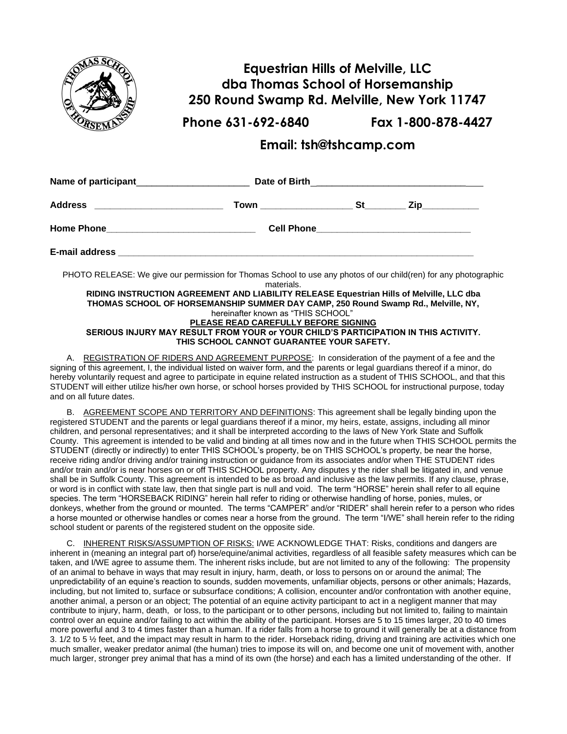# Equestrian Hills of Melville, LLC
# dba Thomas School of Horsemanship
# 250 Round Swamp Rd. Melville, New York 11747

**Phone 631-692-6840 Fax 1-800-878-4427**

**Email: tsh@tshcamp.com**

**Name of participant**______________________ **Date of Birth**________________________________

**Address** _________________________ **Town** _________________ **St**________ **Zip**___________

**Home Phone**_____________________________ **Cell Phone**______________________________

**E-mail address** ________________________________________________________________________

PHOTO RELEASE: We give our permission for Thomas School to use any photos of our child(ren) for any photographic materials.

**RIDING INSTRUCTION AGREEMENT AND LIABILITY RELEASE Equestrian Hills of Melville, LLC dba THOMAS SCHOOL OF HORSEMANSHIP SUMMER DAY CAMP, 250 Round Swamp Rd., Melville, NY,** hereinafter known as "THIS SCHOOL"

**PLEASE READ CAREFULLY BEFORE SIGNING**

**SERIOUS INJURY MAY RESULT FROM YOUR or YOUR CHILD'S PARTICIPATION IN THIS ACTIVITY. THIS SCHOOL CANNOT GUARANTEE YOUR SAFETY.**

A. REGISTRATION OF RIDERS AND AGREEMENT PURPOSE: In consideration of the payment of a fee and the signing of this agreement, I, the individual listed on waiver form, and the parents or legal guardians thereof if a minor, do hereby voluntarily request and agree to participate in equine related instruction as a student of THIS SCHOOL, and that this STUDENT will either utilize his/her own horse, or school horses provided by THIS SCHOOL for instructional purpose, today and on all future dates.

B. AGREEMENT SCOPE AND TERRITORY AND DEFINITIONS: This agreement shall be legally binding upon the registered STUDENT and the parents or legal guardians thereof if a minor, my heirs, estate, assigns, including all minor children, and personal representatives; and it shall be interpreted according to the laws of New York State and Suffolk County. This agreement is intended to be valid and binding at all times now and in the future when THIS SCHOOL permits the STUDENT (directly or indirectly) to enter THIS SCHOOL's property, be on THIS SCHOOL's property, be near the horse, receive riding and/or driving and/or training instruction or guidance from its associates and/or when THE STUDENT rides and/or train and/or is near horses on or off THIS SCHOOL property. Any disputes y the rider shall be litigated in, and venue shall be in Suffolk County. This agreement is intended to be as broad and inclusive as the law permits. If any clause, phrase, or word is in conflict with state law, then that single part is null and void. The term "HORSE" herein shall refer to all equine species. The term "HORSEBACK RIDING" herein hall refer to riding or otherwise handling of horse, ponies, mules, or donkeys, whether from the ground or mounted. The terms "CAMPER" and/or "RIDER" shall herein refer to a person who rides a horse mounted or otherwise handles or comes near a horse from the ground. The term "I/WE" shall herein refer to the riding school student or parents of the registered student on the opposite side.

C. INHERENT RISKS/ASSUMPTION OF RISKS: I/WE ACKNOWLEDGE THAT: Risks, conditions and dangers are inherent in (meaning an integral part of) horse/equine/animal activities, regardless of all feasible safety measures which can be taken, and I/WE agree to assume them. The inherent risks include, but are not limited to any of the following: The propensity of an animal to behave in ways that may result in injury, harm, death, or loss to persons on or around the animal; The unpredictability of an equine's reaction to sounds, sudden movements, unfamiliar objects, persons or other animals; Hazards, including, but not limited to, surface or subsurface conditions; A collision, encounter and/or confrontation with another equine, another animal, a person or an object; The potential of an equine activity participant to act in a negligent manner that may contribute to injury, harm, death, or loss, to the participant or to other persons, including but not limited to, failing to maintain control over an equine and/or failing to act within the ability of the participant. Horses are 5 to 15 times larger, 20 to 40 times more powerful and 3 to 4 times faster than a human. If a rider falls from a horse to ground it will generally be at a distance from 3. 1/2 to 5 ½ feet, and the impact may result in harm to the rider. Horseback riding, driving and training are activities which one much smaller, weaker predator animal (the human) tries to impose its will on, and become one unit of movement with, another much larger, stronger prey animal that has a mind of its own (the horse) and each has a limited understanding of the other. If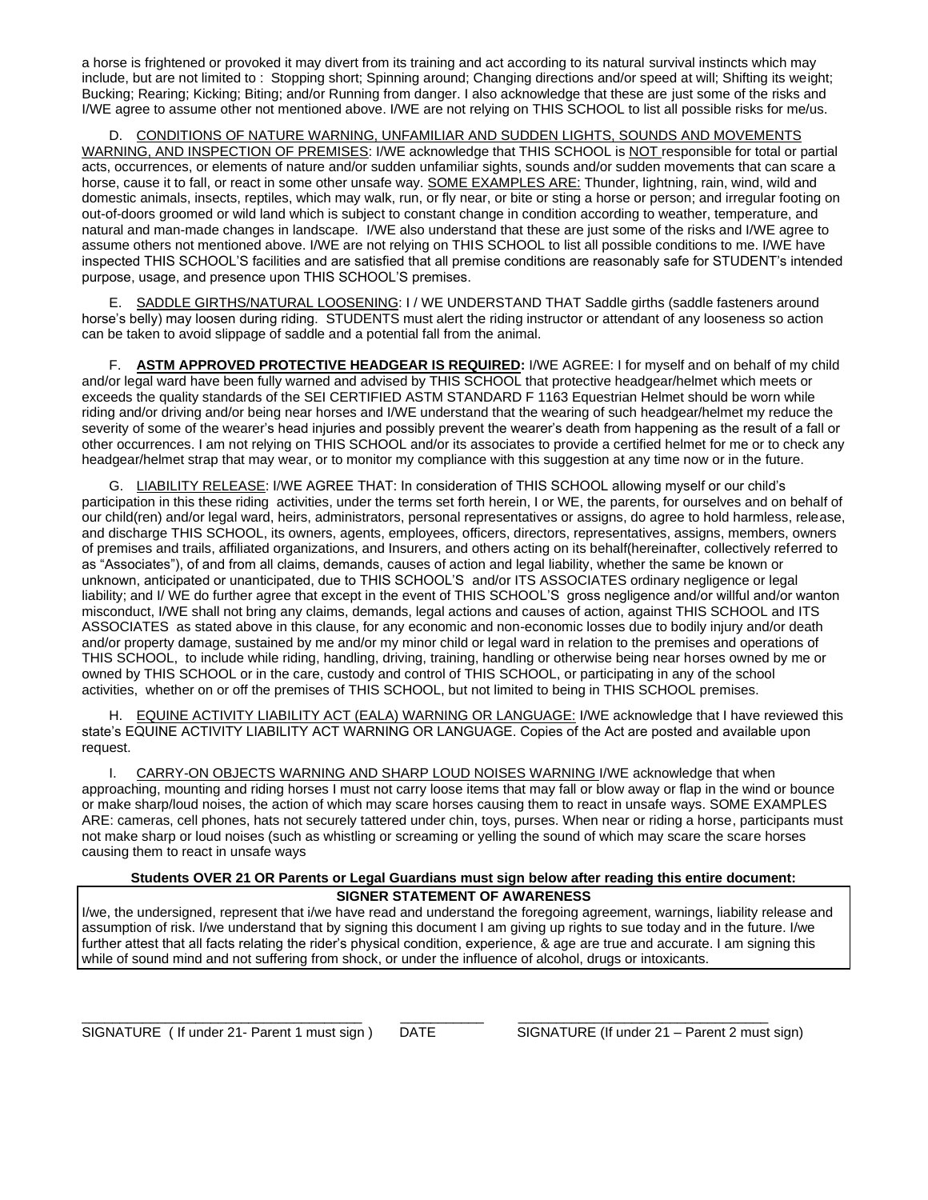a horse is frightened or provoked it may divert from its training and act according to its natural survival instincts which may include, but are not limited to : Stopping short; Spinning around; Changing directions and/or speed at will; Shifting its weight; Bucking; Rearing; Kicking; Biting; and/or Running from danger. I also acknowledge that these are just some of the risks and I/WE agree to assume other not mentioned above. I/WE are not relying on THIS SCHOOL to list all possible risks for me/us.

D. CONDITIONS OF NATURE WARNING, UNFAMILIAR AND SUDDEN LIGHTS, SOUNDS AND MOVEMENTS WARNING, AND INSPECTION OF PREMISES: I/WE acknowledge that THIS SCHOOL is NOT responsible for total or partial acts, occurrences, or elements of nature and/or sudden unfamiliar sights, sounds and/or sudden movements that can scare a horse, cause it to fall, or react in some other unsafe way. SOME EXAMPLES ARE: Thunder, lightning, rain, wind, wild and domestic animals, insects, reptiles, which may walk, run, or fly near, or bite or sting a horse or person; and irregular footing on out-of-doors groomed or wild land which is subject to constant change in condition according to weather, temperature, and natural and man-made changes in landscape. I/WE also understand that these are just some of the risks and I/WE agree to assume others not mentioned above. I/WE are not relying on THIS SCHOOL to list all possible conditions to me. I/WE have inspected THIS SCHOOL'S facilities and are satisfied that all premise conditions are reasonably safe for STUDENT's intended purpose, usage, and presence upon THIS SCHOOL'S premises.

E. SADDLE GIRTHS/NATURAL LOOSENING: I / WE UNDERSTAND THAT Saddle girths (saddle fasteners around horse's belly) may loosen during riding. STUDENTS must alert the riding instructor or attendant of any looseness so action can be taken to avoid slippage of saddle and a potential fall from the animal.

F. **ASTM APPROVED PROTECTIVE HEADGEAR IS REQUIRED:** I/WE AGREE: I for myself and on behalf of my child and/or legal ward have been fully warned and advised by THIS SCHOOL that protective headgear/helmet which meets or exceeds the quality standards of the SEI CERTIFIED ASTM STANDARD F 1163 Equestrian Helmet should be worn while riding and/or driving and/or being near horses and I/WE understand that the wearing of such headgear/helmet my reduce the severity of some of the wearer's head injuries and possibly prevent the wearer's death from happening as the result of a fall or other occurrences. I am not relying on THIS SCHOOL and/or its associates to provide a certified helmet for me or to check any headgear/helmet strap that may wear, or to monitor my compliance with this suggestion at any time now or in the future.

G. LIABILITY RELEASE: I/WE AGREE THAT: In consideration of THIS SCHOOL allowing myself or our child's participation in this these riding activities, under the terms set forth herein, I or WE, the parents, for ourselves and on behalf of our child(ren) and/or legal ward, heirs, administrators, personal representatives or assigns, do agree to hold harmless, release, and discharge THIS SCHOOL, its owners, agents, employees, officers, directors, representatives, assigns, members, owners of premises and trails, affiliated organizations, and Insurers, and others acting on its behalf(hereinafter, collectively referred to as "Associates"), of and from all claims, demands, causes of action and legal liability, whether the same be known or unknown, anticipated or unanticipated, due to THIS SCHOOL'S and/or ITS ASSOCIATES ordinary negligence or legal liability; and I/ WE do further agree that except in the event of THIS SCHOOL'S gross negligence and/or willful and/or wanton misconduct, I/WE shall not bring any claims, demands, legal actions and causes of action, against THIS SCHOOL and ITS ASSOCIATES as stated above in this clause, for any economic and non-economic losses due to bodily injury and/or death and/or property damage, sustained by me and/or my minor child or legal ward in relation to the premises and operations of THIS SCHOOL, to include while riding, handling, driving, training, handling or otherwise being near horses owned by me or owned by THIS SCHOOL or in the care, custody and control of THIS SCHOOL, or participating in any of the school activities, whether on or off the premises of THIS SCHOOL, but not limited to being in THIS SCHOOL premises.

H. EQUINE ACTIVITY LIABILITY ACT (EALA) WARNING OR LANGUAGE: I/WE acknowledge that I have reviewed this state's EQUINE ACTIVITY LIABILITY ACT WARNING OR LANGUAGE. Copies of the Act are posted and available upon request.

I. CARRY-ON OBJECTS WARNING AND SHARP LOUD NOISES WARNING I/WE acknowledge that when approaching, mounting and riding horses I must not carry loose items that may fall or blow away or flap in the wind or bounce or make sharp/loud noises, the action of which may scare horses causing them to react in unsafe ways. SOME EXAMPLES ARE: cameras, cell phones, hats not securely tattered under chin, toys, purses. When near or riding a horse, participants must not make sharp or loud noises (such as whistling or screaming or yelling the sound of which may scare the scare horses causing them to react in unsafe ways

**Students OVER 21 OR Parents or Legal Guardians must sign below after reading this entire document:**

**SIGNER STATEMENT OF AWARENESS**

I/we, the undersigned, represent that i/we have read and understand the foregoing agreement, warnings, liability release and assumption of risk. I/we understand that by signing this document I am giving up rights to sue today and in the future. I/we further attest that all facts relating the rider's physical condition, experience, & age are true and accurate. I am signing this while of sound mind and not suffering from shock, or under the influence of alcohol, drugs or intoxicants.

\_\_\_\_\_\_\_\_\_\_\_\_\_\_\_\_\_\_\_\_\_\_\_\_\_\_\_\_\_\_\_\_\_\_\_\_ \_\_\_\_\_\_\_\_\_\_\_ \_\_\_\_\_\_\_\_\_\_\_\_\_\_\_\_\_\_\_\_\_\_\_\_\_\_\_\_\_\_\_\_\_

SIGNATURE ( If under 21- Parent 1 must sign ) DATE SIGNATURE (If under 21 – Parent 2 must sign)